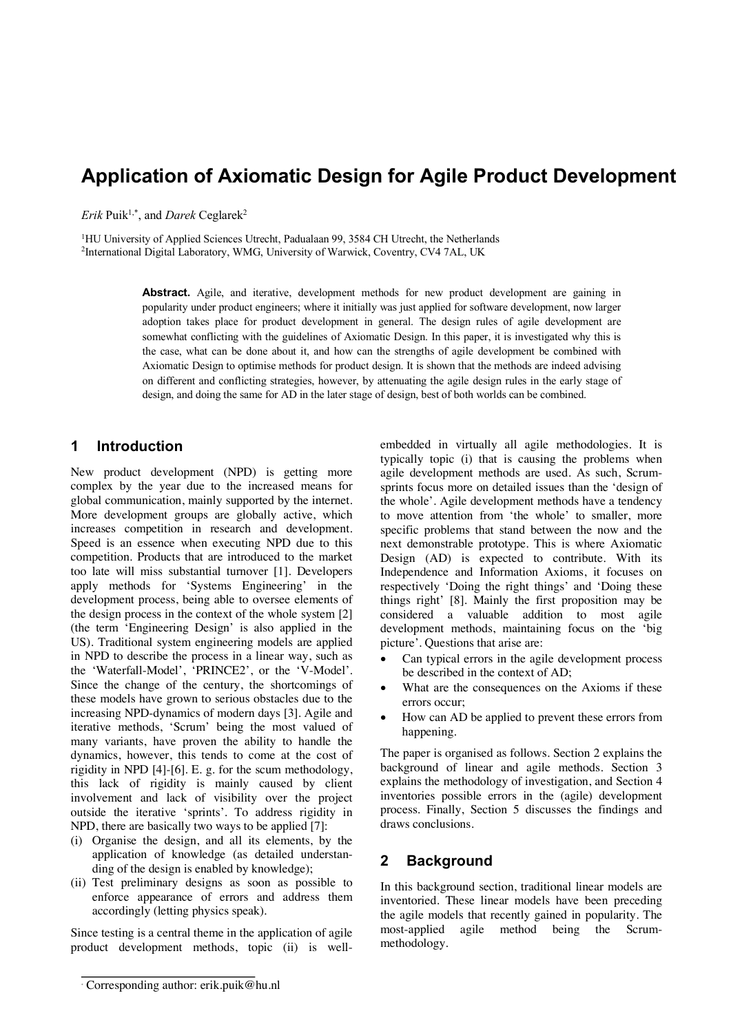# Application of Axiomatic Design for Agile Product Development

*Erik* Puik[1,*], and *Darek* Ceglarek[2]

[1]HU University of Applied Sciences Utrecht, Padualaan 99, 3584 CH Utrecht, the Netherlands
[2]International Digital Laboratory, WMG, University of Warwick, Coventry, CV4 7AL, UK

**Abstract.** Agile, and iterative, development methods for new product development are gaining in popularity under product engineers; where it initially was just applied for software development, now larger adoption takes place for product development in general. The design rules of agile development are somewhat conflicting with the guidelines of Axiomatic Design. In this paper, it is investigated why this is the case, what can be done about it, and how can the strengths of agile development be combined with Axiomatic Design to optimise methods for product design. It is shown that the methods are indeed advising on different and conflicting strategies, however, by attenuating the agile design rules in the early stage of design, and doing the same for AD in the later stage of design, best of both worlds can be combined.

## 1 Introduction

New product development (NPD) is getting more complex by the year due to the increased means for global communication, mainly supported by the internet. More development groups are globally active, which increases competition in research and development. Speed is an essence when executing NPD due to this competition. Products that are introduced to the market too late will miss substantial turnover [1]. Developers apply methods for 'Systems Engineering' in the development process, being able to oversee elements of the design process in the context of the whole system [2] (the term 'Engineering Design' is also applied in the US). Traditional system engineering models are applied in NPD to describe the process in a linear way, such as the 'Waterfall-Model', 'PRINCE2', or the 'V-Model'. Since the change of the century, the shortcomings of these models have grown to serious obstacles due to the increasing NPD-dynamics of modern days [3]. Agile and iterative methods, 'Scrum' being the most valued of many variants, have proven the ability to handle the dynamics, however, this tends to come at the cost of rigidity in NPD [4]-[6]. E. g. for the scum methodology, this lack of rigidity is mainly caused by client involvement and lack of visibility over the project outside the iterative 'sprints'. To address rigidity in NPD, there are basically two ways to be applied [7]:

(i) Organise the design, and all its elements, by the application of knowledge (as detailed understanding of the design is enabled by knowledge);
(ii) Test preliminary designs as soon as possible to enforce appearance of errors and address them accordingly (letting physics speak).

Since testing is a central theme in the application of agile product development methods, topic (ii) is well-embedded in virtually all agile methodologies. It is typically topic (i) that is causing the problems when agile development methods are used. As such, Scrum-sprints focus more on detailed issues than the 'design of the whole'. Agile development methods have a tendency to move attention from 'the whole' to smaller, more specific problems that stand between the now and the next demonstrable prototype. This is where Axiomatic Design (AD) is expected to contribute. With its Independence and Information Axioms, it focuses on respectively 'Doing the right things' and 'Doing these things right' [8]. Mainly the first proposition may be considered a valuable addition to most agile development methods, maintaining focus on the 'big picture'. Questions that arise are:

- Can typical errors in the agile development process be described in the context of AD;
- What are the consequences on the Axioms if these errors occur;
- How can AD be applied to prevent these errors from happening.

The paper is organised as follows. Section 2 explains the background of linear and agile methods. Section 3 explains the methodology of investigation, and Section 4 inventories possible errors in the (agile) development process. Finally, Section 5 discusses the findings and draws conclusions.

## 2 Background

In this background section, traditional linear models are inventoried. These linear models have been preceding the agile models that recently gained in popularity. The most-applied agile method being the Scrum-methodology.

[*] Corresponding author: erik.puik@hu.nl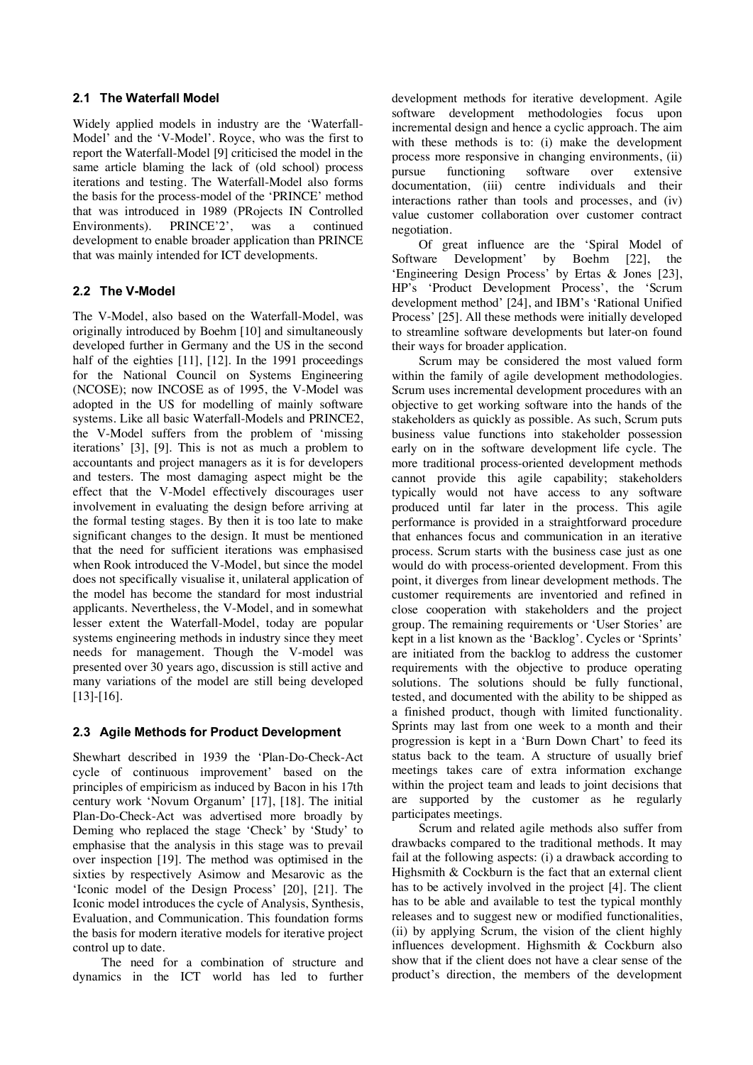### 2.1 The Waterfall Model

Widely applied models in industry are the 'Waterfall-Model' and the 'V-Model'. Royce, who was the first to report the Waterfall-Model [9] criticised the model in the same article blaming the lack of (old school) process iterations and testing. The Waterfall-Model also forms the basis for the process-model of the 'PRINCE' method that was introduced in 1989 (PRojects IN Controlled Environments). PRINCE'2', was a continued development to enable broader application than PRINCE that was mainly intended for ICT developments.

### 2.2 The V-Model

The V-Model, also based on the Waterfall-Model, was originally introduced by Boehm [10] and simultaneously developed further in Germany and the US in the second half of the eighties [11], [12]. In the 1991 proceedings for the National Council on Systems Engineering (NCOSE); now INCOSE as of 1995, the V-Model was adopted in the US for modelling of mainly software systems. Like all basic Waterfall-Models and PRINCE2, the V-Model suffers from the problem of 'missing iterations' [3], [9]. This is not as much a problem to accountants and project managers as it is for developers and testers. The most damaging aspect might be the effect that the V-Model effectively discourages user involvement in evaluating the design before arriving at the formal testing stages. By then it is too late to make significant changes to the design. It must be mentioned that the need for sufficient iterations was emphasised when Rook introduced the V-Model, but since the model does not specifically visualise it, unilateral application of the model has become the standard for most industrial applicants. Nevertheless, the V-Model, and in somewhat lesser extent the Waterfall-Model, today are popular systems engineering methods in industry since they meet needs for management. Though the V-model was presented over 30 years ago, discussion is still active and many variations of the model are still being developed [13]-[16].

### 2.3 Agile Methods for Product Development

Shewhart described in 1939 the 'Plan-Do-Check-Act cycle of continuous improvement' based on the principles of empiricism as induced by Bacon in his 17th century work 'Novum Organum' [17], [18]. The initial Plan-Do-Check-Act was advertised more broadly by Deming who replaced the stage 'Check' by 'Study' to emphasise that the analysis in this stage was to prevail over inspection [19]. The method was optimised in the sixties by respectively Asimow and Mesarovic as the 'Iconic model of the Design Process' [20], [21]. The Iconic model introduces the cycle of Analysis, Synthesis, Evaluation, and Communication. This foundation forms the basis for modern iterative models for iterative project control up to date.

The need for a combination of structure and dynamics in the ICT world has led to further development methods for iterative development. Agile software development methodologies focus upon incremental design and hence a cyclic approach. The aim with these methods is to: (i) make the development process more responsive in changing environments, (ii) pursue functioning software over extensive documentation, (iii) centre individuals and their interactions rather than tools and processes, and (iv) value customer collaboration over customer contract negotiation.

Of great influence are the 'Spiral Model of Software Development' by Boehm [22], the 'Engineering Design Process' by Ertas & Jones [23], HP's 'Product Development Process', the 'Scrum development method' [24], and IBM's 'Rational Unified Process' [25]. All these methods were initially developed to streamline software developments but later-on found their ways for broader application.

Scrum may be considered the most valued form within the family of agile development methodologies. Scrum uses incremental development procedures with an objective to get working software into the hands of the stakeholders as quickly as possible. As such, Scrum puts business value functions into stakeholder possession early on in the software development life cycle. The more traditional process-oriented development methods cannot provide this agile capability; stakeholders typically would not have access to any software produced until far later in the process. This agile performance is provided in a straightforward procedure that enhances focus and communication in an iterative process. Scrum starts with the business case just as one would do with process-oriented development. From this point, it diverges from linear development methods. The customer requirements are inventoried and refined in close cooperation with stakeholders and the project group. The remaining requirements or 'User Stories' are kept in a list known as the 'Backlog'. Cycles or 'Sprints' are initiated from the backlog to address the customer requirements with the objective to produce operating solutions. The solutions should be fully functional, tested, and documented with the ability to be shipped as a finished product, though with limited functionality. Sprints may last from one week to a month and their progression is kept in a 'Burn Down Chart' to feed its status back to the team. A structure of usually brief meetings takes care of extra information exchange within the project team and leads to joint decisions that are supported by the customer as he regularly participates meetings.

Scrum and related agile methods also suffer from drawbacks compared to the traditional methods. It may fail at the following aspects: (i) a drawback according to Highsmith & Cockburn is the fact that an external client has to be actively involved in the project [4]. The client has to be able and available to test the typical monthly releases and to suggest new or modified functionalities, (ii) by applying Scrum, the vision of the client highly influences development. Highsmith & Cockburn also show that if the client does not have a clear sense of the product's direction, the members of the development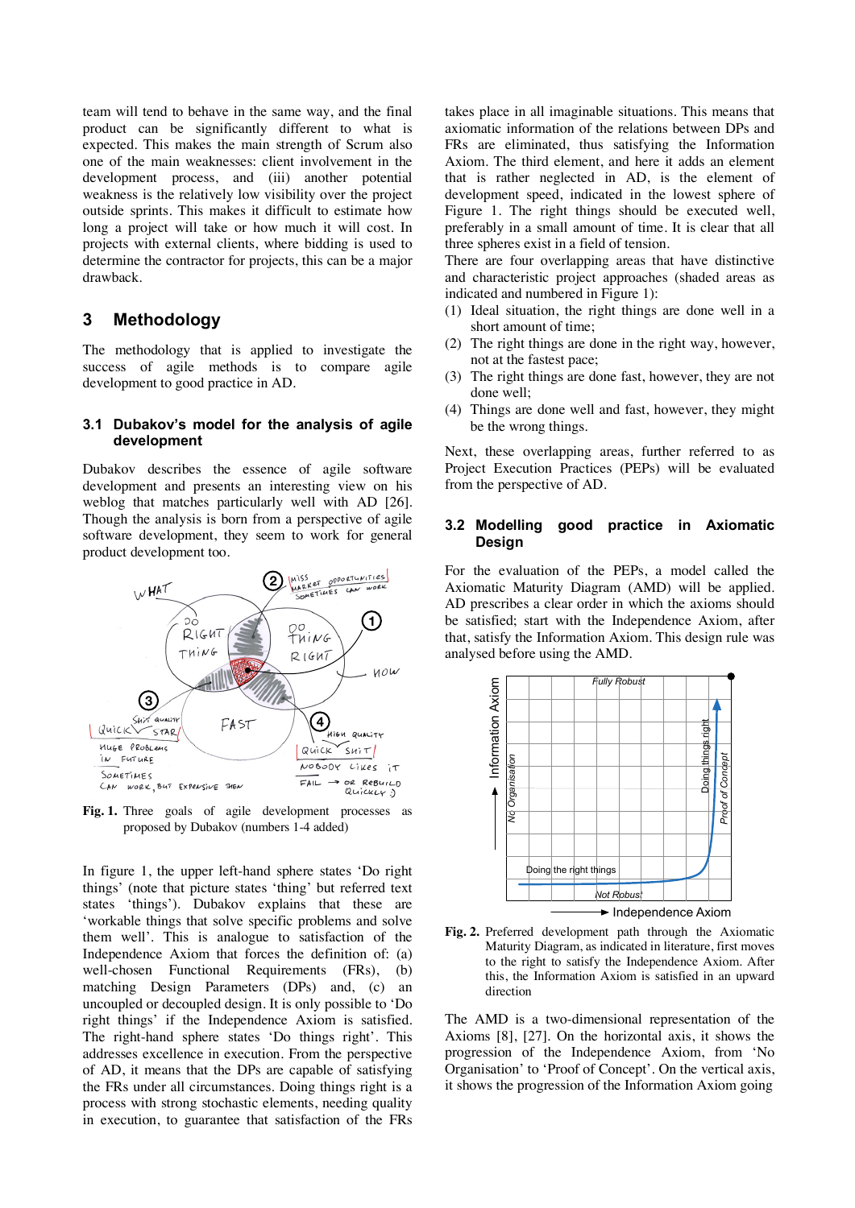team will tend to behave in the same way, and the final product can be significantly different to what is expected. This makes the main strength of Scrum also one of the main weaknesses: client involvement in the development process, and (iii) another potential weakness is the relatively low visibility over the project outside sprints. This makes it difficult to estimate how long a project will take or how much it will cost. In projects with external clients, where bidding is used to determine the contractor for projects, this can be a major drawback.

## 3 Methodology

The methodology that is applied to investigate the success of agile methods is to compare agile development to good practice in AD.

### 3.1 Dubakov's model for the analysis of agile development

Dubakov describes the essence of agile software development and presents an interesting view on his weblog that matches particularly well with AD [26]. Though the analysis is born from a perspective of agile software development, they seem to work for general product development too.

**Fig. 1.** Three goals of agile development processes as proposed by Dubakov (numbers 1-4 added)

In figure 1, the upper left-hand sphere states 'Do right things' (note that picture states 'thing' but referred text states 'things'). Dubakov explains that these 'workable things that solve specific problems and solve them well'. This is analogue to satisfaction of the Independence Axiom that forces the definition of: (a) well-chosen Functional Requirements (FRs), (b) matching Design Parameters (DPs) and, (c) an uncoupled or decoupled design. It is only possible to 'Do right things' if the Independence Axiom is satisfied. The right-hand sphere states 'Do things right'. This addresses excellence in execution. From the perspective of AD, it means that the DPs are capable of satisfying the FRs under all circumstances. Doing things right is a process with strong stochastic elements, needing quality in execution, to guarantee that satisfaction of the FRs takes place in all imaginable situations. This means that axiomatic information of the relations between DPs and FRs are eliminated, thus satisfying the Information Axiom. The third element, and here it adds an element that is rather neglected in AD, is the element of development speed, indicated in the lowest sphere of Figure 1. The right things should be executed well, preferably in a small amount of time. It is clear that all three spheres exist in a field of tension.

There are four overlapping areas that have distinctive and characteristic project approaches (shaded areas as indicated and numbered in Figure 1):

1. Ideal situation, the right things are done well in a short amount of time;
2. The right things are done in the right way, however, not at the fastest pace;
3. The right things are done fast, however, they are not done well;
4. Things are done well and fast, however, they might be the wrong things.

Next, these overlapping areas, further referred to as Project Execution Practices (PEPs) will be evaluated from the perspective of AD.

### 3.2 Modelling good practice in Axiomatic Design

For the evaluation of the PEPs, a model called the Axiomatic Maturity Diagram (AMD) will be applied. AD prescribes a clear order in which the axioms should be satisfied; start with the Independence Axiom, after that, satisfy the Information Axiom. This design rule was analysed before using the AMD.

**Fig. 2.** Preferred development path through the Axiomatic Maturity Diagram, as indicated in literature, first moves to the right to satisfy the Independence Axiom. After this, the Information Axiom is satisfied in an upward direction

The AMD is a two-dimensional representation of the Axioms [8], [27]. On the horizontal axis, it shows the progression of the Independence Axiom, from 'No Organisation' to 'Proof of Concept'. On the vertical axis, it shows the progression of the Information Axiom going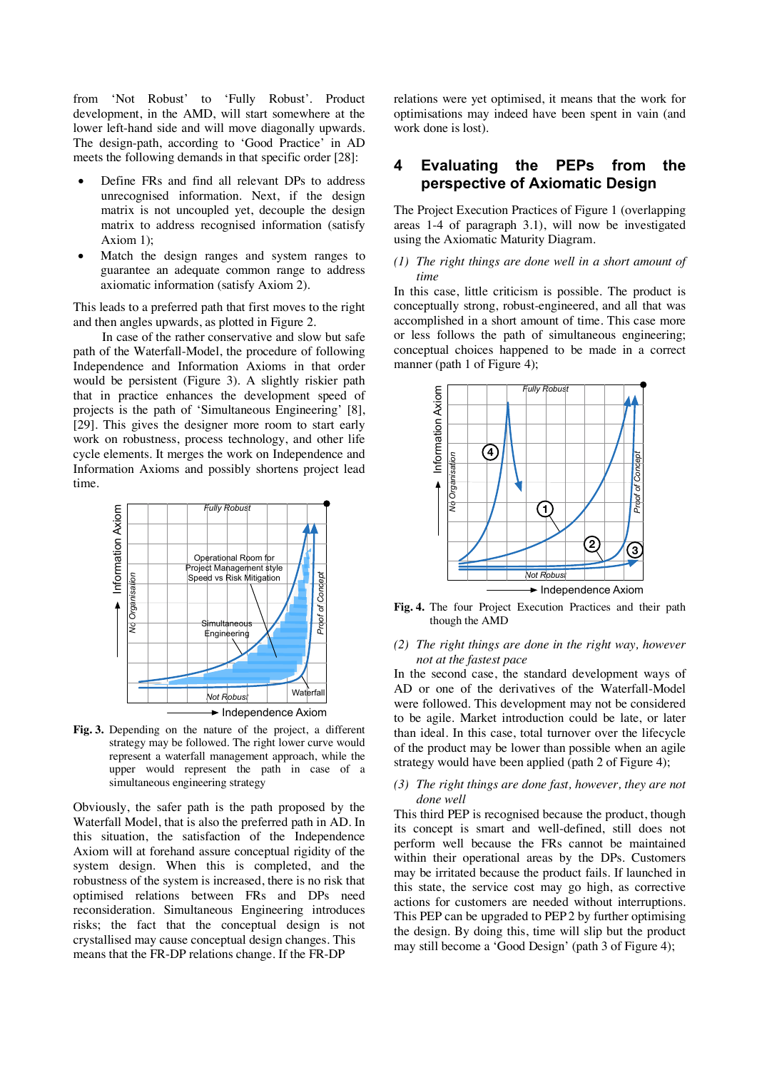from 'Not Robust' to 'Fully Robust'. Product development, in the AMD, will start somewhere at the lower left-hand side and will move diagonally upwards. The design-path, according to 'Good Practice' in AD meets the following demands in that specific order [28]:

- Define FRs and find all relevant DPs to address unrecognised information. Next, if the design matrix is not uncoupled yet, decouple the design matrix to address recognised information (satisfy Axiom 1);
- Match the design ranges and system ranges to guarantee an adequate common range to address axiomatic information (satisfy Axiom 2).

This leads to a preferred path that first moves to the right and then angles upwards, as plotted in Figure 2.

In case of the rather conservative and slow but safe path of the Waterfall-Model, the procedure of following Independence and Information Axioms in that order would be persistent (Figure 3). A slightly riskier path that in practice enhances the development speed of projects is the path of 'Simultaneous Engineering' [8], [29]. This gives the designer more room to start early work on robustness, process technology, and other life cycle elements. It merges the work on Independence and Information Axioms and possibly shortens project lead time.

**Fig. 3.** Depending on the nature of the project, a different strategy may be followed. The right lower curve would represent a waterfall management approach, while the upper would represent the path in case of a simultaneous engineering strategy

Obviously, the safer path is the path proposed by the Waterfall Model, that is also the preferred path in AD. In this situation, the satisfaction of the Independence Axiom will at forehand assure conceptual rigidity of the system design. When this is completed, and the robustness of the system is increased, there is no risk that optimised relations between FRs and DPs need reconsideration. Simultaneous Engineering introduces risks; the fact that the conceptual design is not crystallised may cause conceptual design changes. This means that the FR-DP relations change. If the FR-DP relations were yet optimised, it means that the work for optimisations may indeed have been spent in vain (and work done is lost).

## 4 Evaluating the PEPs from the perspective of Axiomatic Design

The Project Execution Practices of Figure 1 (overlapping areas 1-4 of paragraph 3.1), will now be investigated using the Axiomatic Maturity Diagram.

*(1) The right things are done well in a short amount of time*

In this case, little criticism is possible. The product is conceptually strong, robust-engineered, and all that was accomplished in a short amount of time. This case more or less follows the path of simultaneous engineering; conceptual choices happened to be made in a correct manner (path 1 of Figure 4);

**Fig. 4.** The four Project Execution Practices and their path though the AMD

*(2) The right things are done in the right way, however not at the fastest pace*

In the second case, the standard development ways of AD or one of the derivatives of the Waterfall-Model were followed. This development may not be considered to be agile. Market introduction could be late, or later than ideal. In this case, total turnover over the lifecycle of the product may be lower than possible when an agile strategy would have been applied (path 2 of Figure 4);

*(3) The right things are done fast, however, they are not done well*

This third PEP is recognised because the product, though its concept is smart and well-defined, still does not perform well because the FRs cannot be maintained within their operational areas by the DPs. Customers may be irritated because the product fails. If launched in this state, the service cost may go high, as corrective actions for customers are needed without interruptions. This PEP can be upgraded to PEP 2 by further optimising the design. By doing this, time will slip but the product may still become a 'Good Design' (path 3 of Figure 4);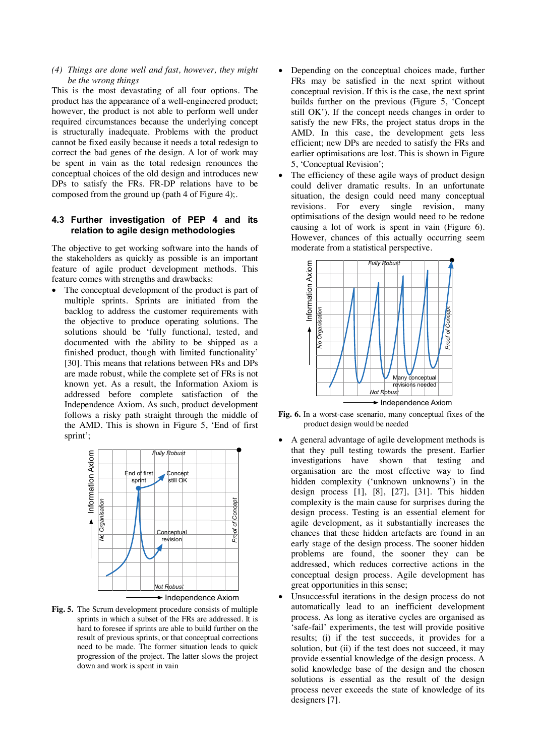*(4) Things are done well and fast, however, they might be the wrong things*

This is the most devastating of all four options. The product has the appearance of a well-engineered product; however, the product is not able to perform well under required circumstances because the underlying concept is structurally inadequate. Problems with the product cannot be fixed easily because it needs a total redesign to correct the bad genes of the design. A lot of work may be spent in vain as the total redesign renounces the conceptual choices of the old design and introduces new DPs to satisfy the FRs. FR-DP relations have to be composed from the ground up (path 4 of Figure 4);.

### 4.3 Further investigation of PEP 4 and its relation to agile design methodologies

The objective to get working software into the hands of the stakeholders as quickly as possible is an important feature of agile product development methods. This feature comes with strengths and drawbacks:

- The conceptual development of the product is part of multiple sprints. Sprints are initiated from the backlog to address the customer requirements with the objective to produce operating solutions. The solutions should be 'fully functional, tested, and documented with the ability to be shipped as a finished product, though with limited functionality' [30]. This means that relations between FRs and DPs are made robust, while the complete set of FRs is not known yet. As a result, the Information Axiom is addressed before complete satisfaction of the Independence Axiom. As such, product development follows a risky path straight through the middle of the AMD. This is shown in Figure 5, 'End of first sprint';

**Fig. 5.** The Scrum development procedure consists of multiple sprints in which a subset of the FRs are addressed. It is hard to foresee if sprints are able to build further on the result of previous sprints, or that conceptual corrections need to be made. The former situation leads to quick progression of the project. The latter slows the project down and work is spent in vain

- Depending on the conceptual choices made, further FRs may be satisfied in the next sprint without conceptual revision. If this is the case, the next sprint builds further on the previous (Figure 5, 'Concept still OK'). If the concept needs changes in order to satisfy the new FRs, the project status drops in the AMD. In this case, the development gets less efficient; new DPs are needed to satisfy the FRs and earlier optimisations are lost. This is shown in Figure 5, 'Conceptual Revision';
- The efficiency of these agile ways of product design could deliver dramatic results. In an unfortunate situation, the design could need many conceptual revisions. For every single revision, many optimisations of the design would need to be redone causing a lot of work is spent in vain (Figure 6). However, chances of this actually occurring seem moderate from a statistical perspective.

**Fig. 6.** In a worst-case scenario, many conceptual fixes of the product design would be needed

- A general advantage of agile development methods is that they pull testing towards the present. Earlier investigations have shown that testing and organisation are the most effective way to find hidden complexity ('unknown unknowns') in the design process [1], [8], [27], [31]. This hidden complexity is the main cause for surprises during the design process. Testing is an essential element for agile development, as it substantially increases the chances that these hidden artefacts are found in an early stage of the design process. The sooner hidden problems are found, the sooner they can be addressed, which reduces corrective actions in the conceptual design process. Agile development has great opportunities in this sense;
- Unsuccessful iterations in the design process do not automatically lead to an inefficient development process. As long as iterative cycles are organised as 'safe-fail' experiments, the test will provide positive results; (i) if the test succeeds, it provides for a solution, but (ii) if the test does not succeed, it may provide essential knowledge of the design process. A solid knowledge base of the design and the chosen solutions is essential as the result of the design process never exceeds the state of knowledge of its designers [7].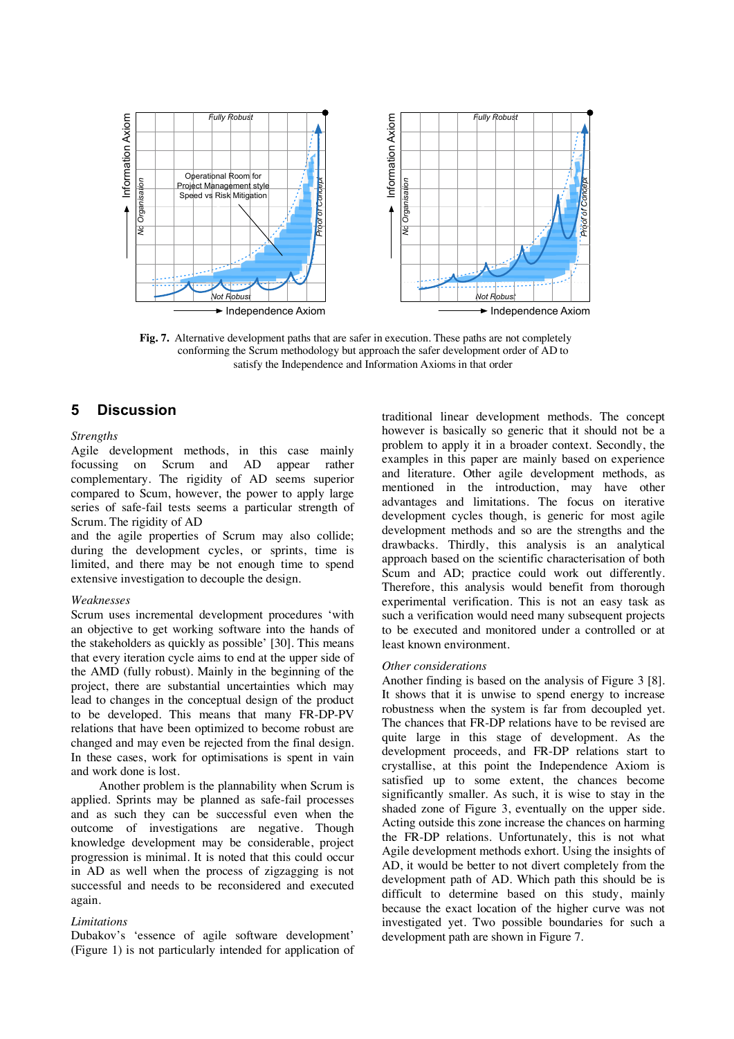**Fig. 7.** Alternative development paths that are safer in execution. These paths are not completely conforming the Scrum methodology but approach the safer development order of AD to satisfy the Independence and Information Axioms in that order

## 5 Discussion

*Strengths*

Agile development methods, in this case mainly focussing on Scrum and AD appear rather complementary. The rigidity of AD seems superior compared to Scum, however, the power to apply large series of safe-fail tests seems a particular strength of Scrum. The rigidity of AD
and the agile properties of Scrum may also collide; during the development cycles, or sprints, time is limited, and there may be not enough time to spend extensive investigation to decouple the design.

*Weaknesses*

Scrum uses incremental development procedures 'with an objective to get working software into the hands of the stakeholders as quickly as possible' [30]. This means that every iteration cycle aims to end at the upper side of the AMD (fully robust). Mainly in the beginning of the project, there are substantial uncertainties which may lead to changes in the conceptual design of the product to be developed. This means that many FR-DP-PV relations that have been optimized to become robust are changed and may even be rejected from the final design. In these cases, work for optimisations is spent in vain and work done is lost.

Another problem is the plannability when Scrum is applied. Sprints may be planned as safe-fail processes and as such they can be successful even when the outcome of investigations are negative. Though knowledge development may be considerable, project progression is minimal. It is noted that this could occur in AD as well when the process of zigzagging is not successful and needs to be reconsidered and executed again.

*Limitations*

Dubakov's 'essence of agile software development' (Figure 1) is not particularly intended for application of traditional linear development methods. The concept however is basically so generic that it should not be a problem to apply it in a broader context. Secondly, the examples in this paper are mainly based on experience and literature. Other agile development methods, as mentioned in the introduction, may have other advantages and limitations. The focus on iterative development cycles though, is generic for most agile development methods and so are the strengths and the drawbacks. Thirdly, this analysis is an analytical approach based on the scientific characterisation of both Scrum and AD; practice could work out differently. Therefore, this analysis would benefit from thorough experimental verification. This is not an easy task as such a verification would need many subsequent projects to be executed and monitored under a controlled or at least known environment.

*Other considerations*

Another finding is based on the analysis of Figure 3 [8]. It shows that it is unwise to spend energy to increase robustness when the system is far from decoupled yet. The chances that FR-DP relations have to be revised are quite large in this stage of development. As the development proceeds, and FR-DP relations start to crystallise, at this point the Independence Axiom is satisfied up to some extent, the chances become significantly smaller. As such, it is wise to stay in the shaded zone of Figure 3, eventually on the upper side. Acting outside this zone increase the chances on harming the FR-DP relations. Unfortunately, this is not what Agile development methods exhort. Using the insights of AD, it would be better to not divert completely from the development path of AD. Which path this should be is difficult to determine based on this study, mainly because the exact location of the higher curve was not investigated yet. Two possible boundaries for such a development path are shown in Figure 7.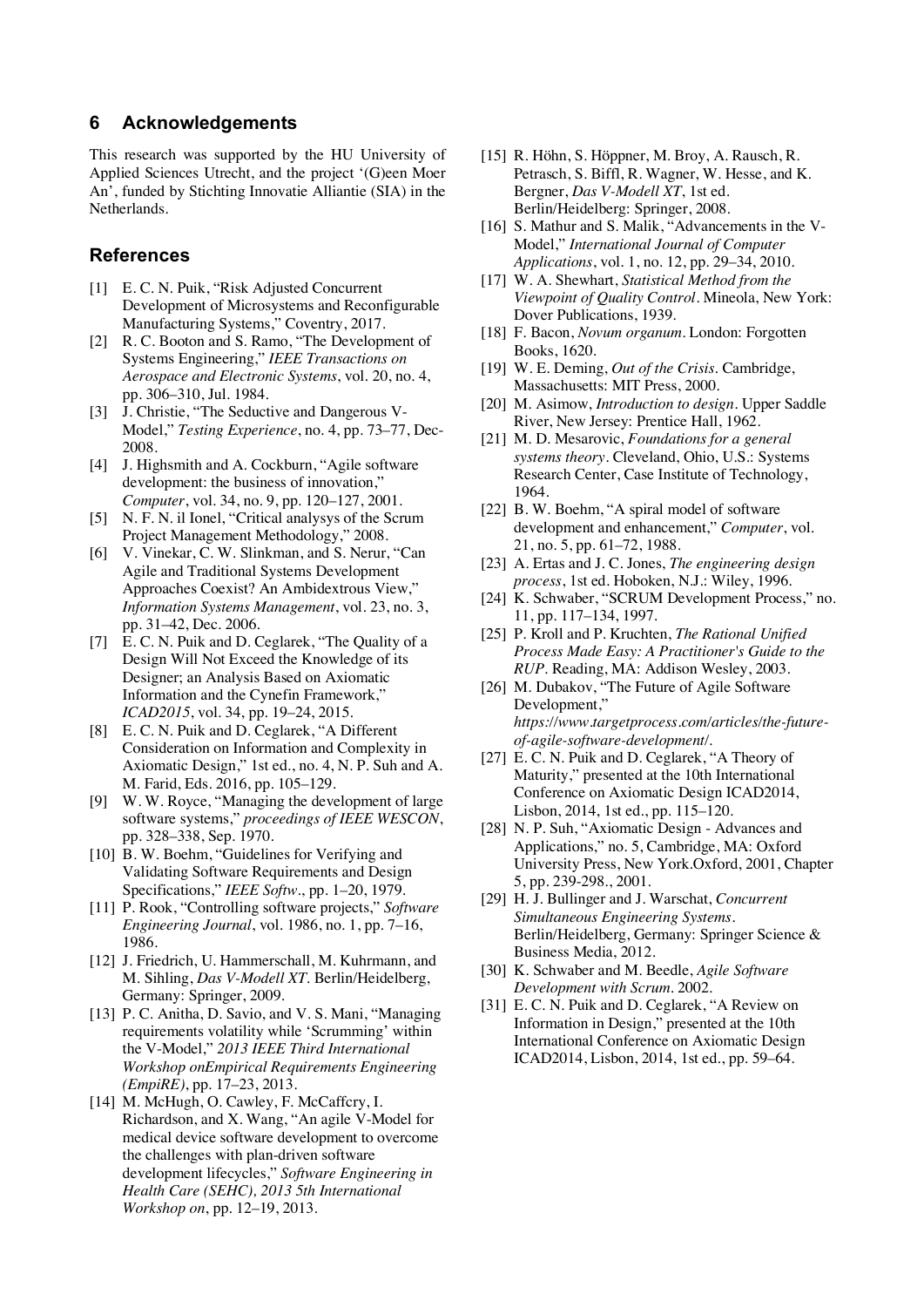## 6 Acknowledgements

This research was supported by the HU University of Applied Sciences Utrecht, and the project '(G)een Moer An', funded by Stichting Innovatie Alliantie (SIA) in the Netherlands.

## References

[1] E. C. N. Puik, "Risk Adjusted Concurrent Development of Microsystems and Reconfigurable Manufacturing Systems," Coventry, 2017.

[2] R. C. Booton and S. Ramo, "The Development of Systems Engineering," *IEEE Transactions on Aerospace and Electronic Systems*, vol. 20, no. 4, pp. 306–310, Jul. 1984.

[3] J. Christie, "The Seductive and Dangerous V-Model," *Testing Experience*, no. 4, pp. 73–77, Dec-2008.

[4] J. Highsmith and A. Cockburn, "Agile software development: the business of innovation," *Computer*, vol. 34, no. 9, pp. 120–127, 2001.

[5] N. F. N. il Ionel, "Critical analysys of the Scrum Project Management Methodology," 2008.

[6] V. Vinekar, C. W. Slinkman, and S. Nerur, "Can Agile and Traditional Systems Development Approaches Coexist? An Ambidextrous View," *Information Systems Management*, vol. 23, no. 3, pp. 31–42, Dec. 2006.

[7] E. C. N. Puik and D. Ceglarek, "The Quality of a Design Will Not Exceed the Knowledge of its Designer; an Analysis Based on Axiomatic Information and the Cynefin Framework," *ICAD2015*, vol. 34, pp. 19–24, 2015.

[8] E. C. N. Puik and D. Ceglarek, "A Different Consideration on Information and Complexity in Axiomatic Design," 1st ed., no. 4, N. P. Suh and A. M. Farid, Eds. 2016, pp. 105–129.

[9] W. W. Royce, "Managing the development of large software systems," *proceedings of IEEE WESCON*, pp. 328–338, Sep. 1970.

[10] B. W. Boehm, "Guidelines for Verifying and Validating Software Requirements and Design Specifications," *IEEE Softw.*, pp. 1–20, 1979.

[11] P. Rook, "Controlling software projects," *Software Engineering Journal*, vol. 1986, no. 1, pp. 7–16, 1986.

[12] J. Friedrich, U. Hammerschall, M. Kuhrmann, and M. Sihling, *Das V-Modell XT*. Berlin/Heidelberg, Germany: Springer, 2009.

[13] P. C. Anitha, D. Savio, and V. S. Mani, "Managing requirements volatility while 'Scrumming' within the V-Model," *2013 IEEE Third International Workshop onEmpirical Requirements Engineering (EmpiRE)*, pp. 17–23, 2013.

[14] M. McHugh, O. Cawley, F. McCaffcry, I. Richardson, and X. Wang, "An agile V-Model for medical device software development to overcome the challenges with plan-driven software development lifecycles," *Software Engineering in Health Care (SEHC), 2013 5th International Workshop on*, pp. 12–19, 2013.

[15] R. Höhn, S. Höppner, M. Broy, A. Rausch, R. Petrasch, S. Biffl, R. Wagner, W. Hesse, and K. Bergner, *Das V-Modell XT*, 1st ed. Berlin/Heidelberg: Springer, 2008.

[16] S. Mathur and S. Malik, "Advancements in the V-Model," *International Journal of Computer Applications*, vol. 1, no. 12, pp. 29–34, 2010.

[17] W. A. Shewhart, *Statistical Method from the Viewpoint of Quality Control*. Mineola, New York: Dover Publications, 1939.

[18] F. Bacon, *Novum organum*. London: Forgotten Books, 1620.

[19] W. E. Deming, *Out of the Crisis*. Cambridge, Massachusetts: MIT Press, 2000.

[20] M. Asimow, *Introduction to design*. Upper Saddle River, New Jersey: Prentice Hall, 1962.

[21] M. D. Mesarovic, *Foundations for a general systems theory*. Cleveland, Ohio, U.S.: Systems Research Center, Case Institute of Technology, 1964.

[22] B. W. Boehm, "A spiral model of software development and enhancement," *Computer*, vol. 21, no. 5, pp. 61–72, 1988.

[23] A. Ertas and J. C. Jones, *The engineering design process*, 1st ed. Hoboken, N.J.: Wiley, 1996.

[24] K. Schwaber, "SCRUM Development Process," no. 11, pp. 117–134, 1997.

[25] P. Kroll and P. Kruchten, *The Rational Unified Process Made Easy: A Practitioner's Guide to the RUP*. Reading, MA: Addison Wesley, 2003.

[26] M. Dubakov, "The Future of Agile Software Development," *https://www.targetprocess.com/articles/the-future-of-agile-software-development/*.

[27] E. C. N. Puik and D. Ceglarek, "A Theory of Maturity," presented at the 10th International Conference on Axiomatic Design ICAD2014, Lisbon, 2014, 1st ed., pp. 115–120.

[28] N. P. Suh, "Axiomatic Design - Advances and Applications," no. 5, Cambridge, MA: Oxford University Press, New York.Oxford, 2001, Chapter 5, pp. 239-298., 2001.

[29] H. J. Bullinger and J. Warschat, *Concurrent Simultaneous Engineering Systems*. Berlin/Heidelberg, Germany: Springer Science & Business Media, 2012.

[30] K. Schwaber and M. Beedle, *Agile Software Development with Scrum*. 2002.

[31] E. C. N. Puik and D. Ceglarek, "A Review on Information in Design," presented at the 10th International Conference on Axiomatic Design ICAD2014, Lisbon, 2014, 1st ed., pp. 59–64.